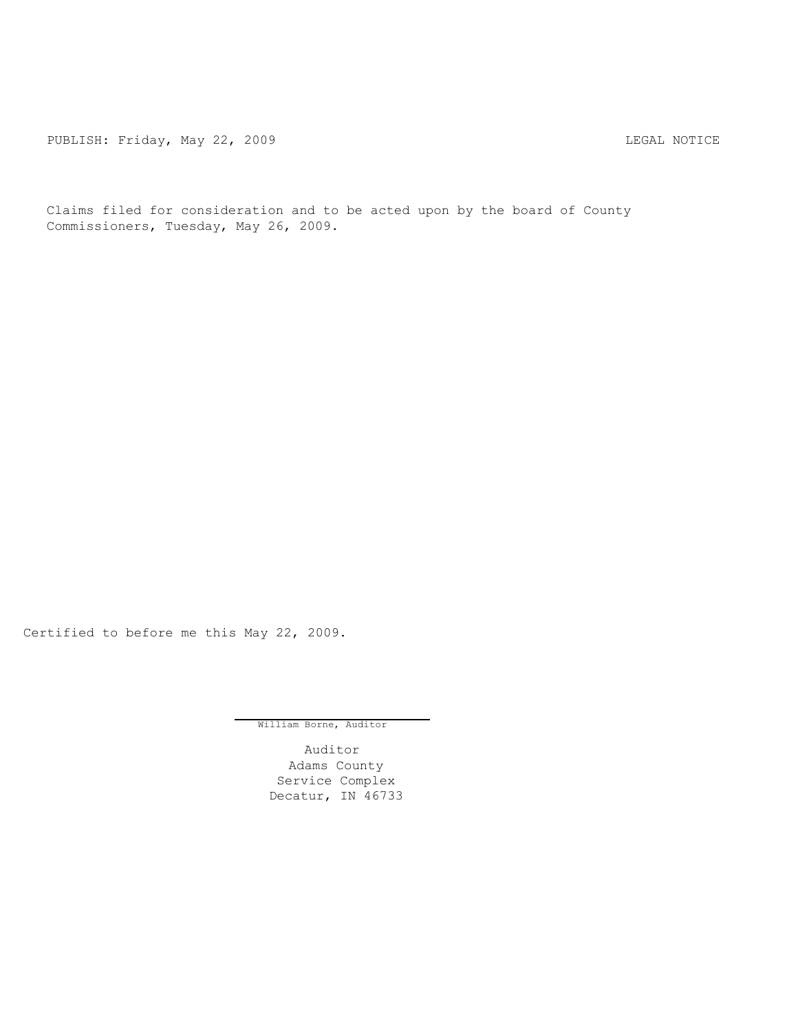PUBLISH: Friday, May 22, 2009 LEGAL NOTICE

Claims filed for consideration and to be acted upon by the board of County Commissioners, Tuesday, May 26, 2009.

Certified to before me this May 22, 2009.

William Borne, Auditor

Auditor
Adams County
Service Complex
Decatur, IN 46733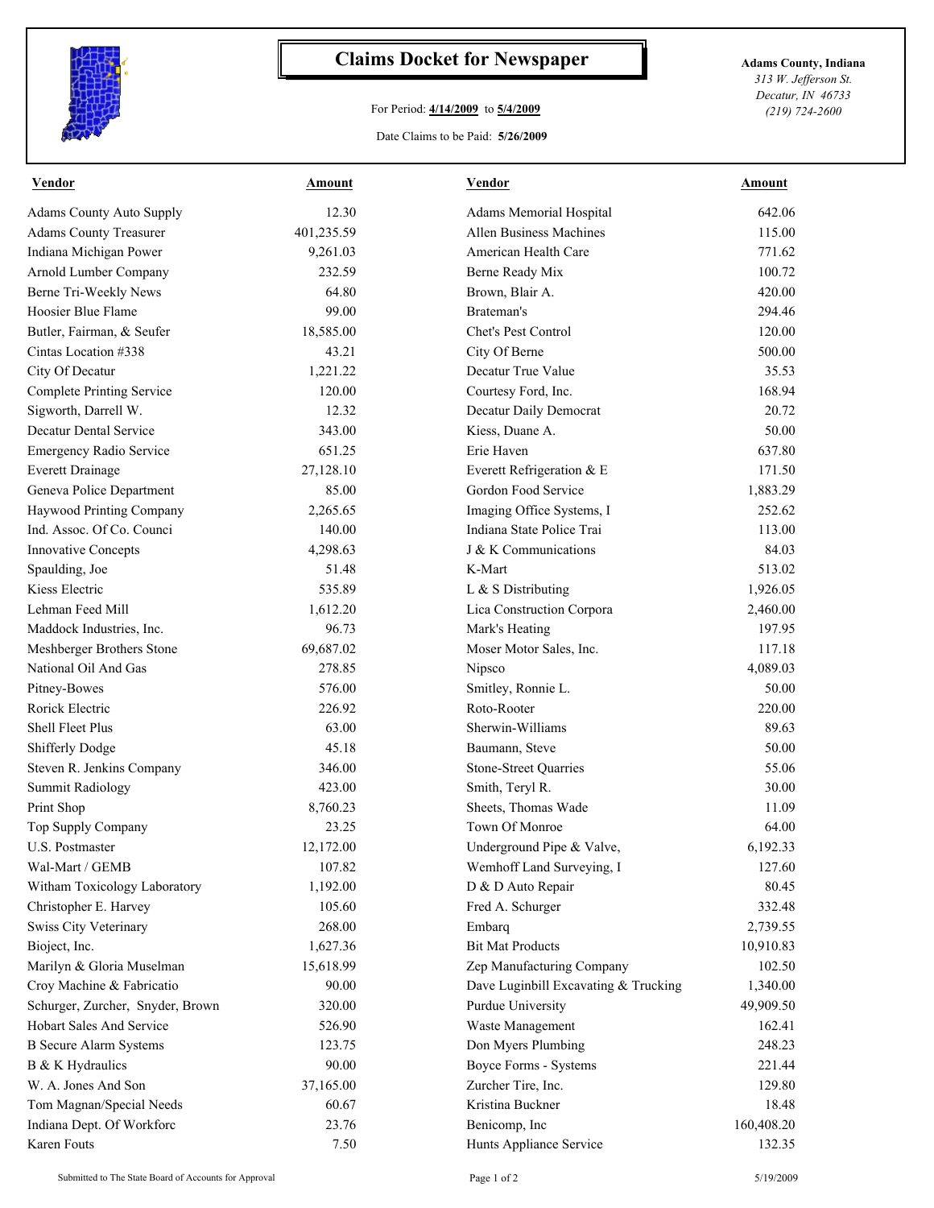# Claims Docket for Newspaper

For Period: **4/14/2009** to **5/4/2009**

Date Claims to be Paid: **5/26/2009**

**Adams County, Indiana**
*313 W. Jefferson St.*
*Decatur, IN 46733*
*(219) 724-2600*

| Vendor | Amount | Vendor | Amount |
|---|---|---|---|
| Adams County Auto Supply | 12.30 | Adams Memorial Hospital | 642.06 |
| Adams County Treasurer | 401,235.59 | Allen Business Machines | 115.00 |
| Indiana Michigan Power | 9,261.03 | American Health Care | 771.62 |
| Arnold Lumber Company | 232.59 | Berne Ready Mix | 100.72 |
| Berne Tri-Weekly News | 64.80 | Brown, Blair A. | 420.00 |
| Hoosier Blue Flame | 99.00 | Brateman's | 294.46 |
| Butler, Fairman, & Seufer | 18,585.00 | Chet's Pest Control | 120.00 |
| Cintas Location #338 | 43.21 | City Of Berne | 500.00 |
| City Of Decatur | 1,221.22 | Decatur True Value | 35.53 |
| Complete Printing Service | 120.00 | Courtesy Ford, Inc. | 168.94 |
| Sigworth, Darrell W. | 12.32 | Decatur Daily Democrat | 20.72 |
| Decatur Dental Service | 343.00 | Kiess, Duane A. | 50.00 |
| Emergency Radio Service | 651.25 | Erie Haven | 637.80 |
| Everett Drainage | 27,128.10 | Everett Refrigeration & E | 171.50 |
| Geneva Police Department | 85.00 | Gordon Food Service | 1,883.29 |
| Haywood Printing Company | 2,265.65 | Imaging Office Systems, I | 252.62 |
| Ind. Assoc. Of Co. Counci | 140.00 | Indiana State Police Trai | 113.00 |
| Innovative Concepts | 4,298.63 | J & K Communications | 84.03 |
| Spaulding, Joe | 51.48 | K-Mart | 513.02 |
| Kiess Electric | 535.89 | L & S Distributing | 1,926.05 |
| Lehman Feed Mill | 1,612.20 | Lica Construction Corpora | 2,460.00 |
| Maddock Industries, Inc. | 96.73 | Mark's Heating | 197.95 |
| Meshberger Brothers Stone | 69,687.02 | Moser Motor Sales, Inc. | 117.18 |
| National Oil And Gas | 278.85 | Nipsco | 4,089.03 |
| Pitney-Bowes | 576.00 | Smitley, Ronnie L. | 50.00 |
| Rorick Electric | 226.92 | Roto-Rooter | 220.00 |
| Shell Fleet Plus | 63.00 | Sherwin-Williams | 89.63 |
| Shifferly Dodge | 45.18 | Baumann, Steve | 50.00 |
| Steven R. Jenkins Company | 346.00 | Stone-Street Quarries | 55.06 |
| Summit Radiology | 423.00 | Smith, Teryl R. | 30.00 |
| Print Shop | 8,760.23 | Sheets, Thomas Wade | 11.09 |
| Top Supply Company | 23.25 | Town Of Monroe | 64.00 |
| U.S. Postmaster | 12,172.00 | Underground Pipe & Valve, | 6,192.33 |
| Wal-Mart / GEMB | 107.82 | Wemhoff Land Surveying, I | 127.60 |
| Witham Toxicology Laboratory | 1,192.00 | D & D Auto Repair | 80.45 |
| Christopher E. Harvey | 105.60 | Fred A. Schurger | 332.48 |
| Swiss City Veterinary | 268.00 | Embarq | 2,739.55 |
| Bioject, Inc. | 1,627.36 | Bit Mat Products | 10,910.83 |
| Marilyn & Gloria Muselman | 15,618.99 | Zep Manufacturing Company | 102.50 |
| Croy Machine & Fabricatio | 90.00 | Dave Luginbill Excavating & Trucking | 1,340.00 |
| Schurger, Zurcher, Snyder, Brown | 320.00 | Purdue University | 49,909.50 |
| Hobart Sales And Service | 526.90 | Waste Management | 162.41 |
| B Secure Alarm Systems | 123.75 | Don Myers Plumbing | 248.23 |
| B & K Hydraulics | 90.00 | Boyce Forms - Systems | 221.44 |
| W. A. Jones And Son | 37,165.00 | Zurcher Tire, Inc. | 129.80 |
| Tom Magnan/Special Needs | 60.67 | Kristina Buckner | 18.48 |
| Indiana Dept. Of Workforc | 23.76 | Benicomp, Inc | 160,408.20 |
| Karen Fouts | 7.50 | Hunts Appliance Service | 132.35 |

Submitted to The State Board of Accounts for Approval — 5/19/2009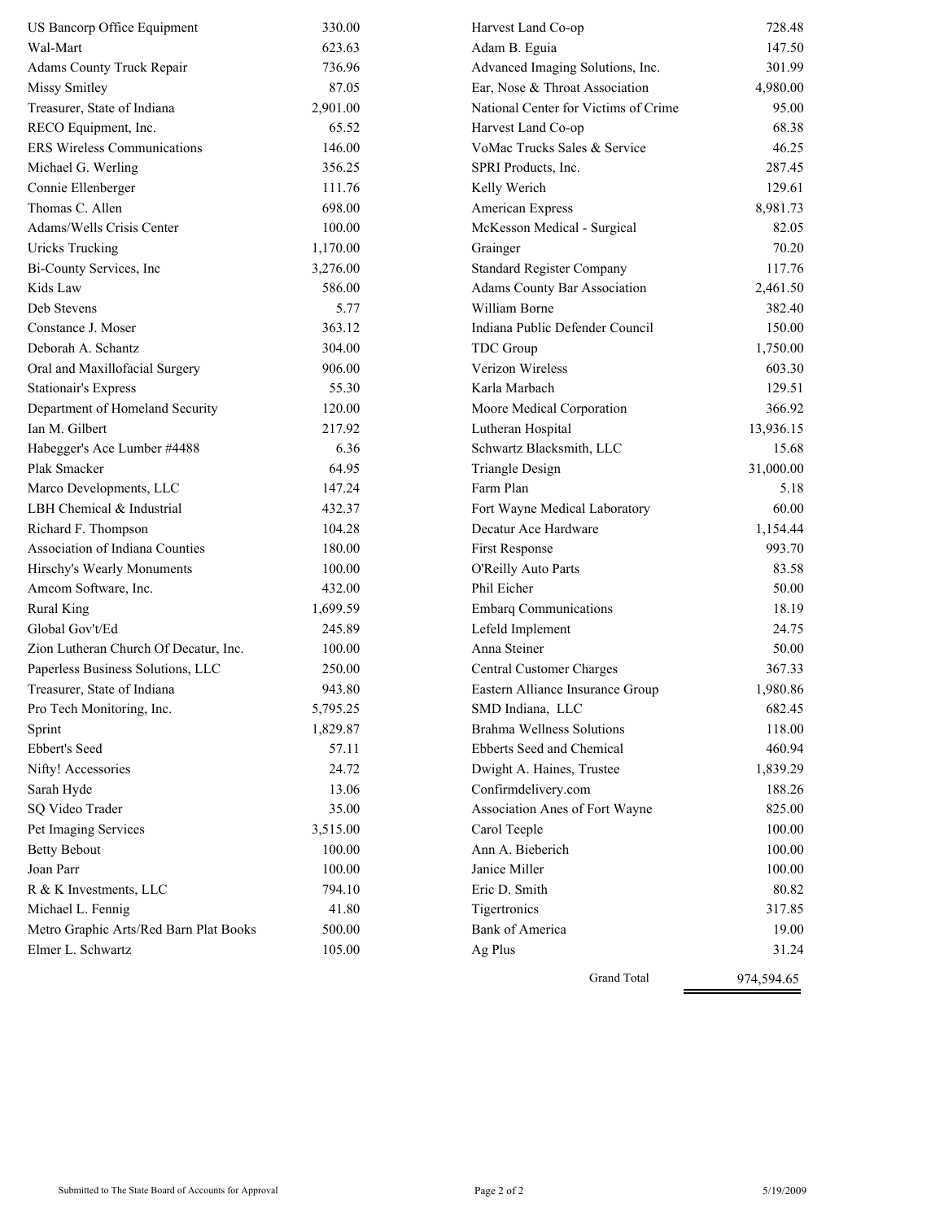| | |
|---|---|
| US Bancorp Office Equipment | 330.00 |
| Wal-Mart | 623.63 |
| Adams County Truck Repair | 736.96 |
| Missy Smitley | 87.05 |
| Treasurer, State of Indiana | 2,901.00 |
| RECO Equipment, Inc. | 65.52 |
| ERS Wireless Communications | 146.00 |
| Michael G. Werling | 356.25 |
| Connie Ellenberger | 111.76 |
| Thomas C. Allen | 698.00 |
| Adams/Wells Crisis Center | 100.00 |
| Uricks Trucking | 1,170.00 |
| Bi-County Services, Inc | 3,276.00 |
| Kids Law | 586.00 |
| Deb Stevens | 5.77 |
| Constance J. Moser | 363.12 |
| Deborah A. Schantz | 304.00 |
| Oral and Maxillofacial Surgery | 906.00 |
| Stationair's Express | 55.30 |
| Department of Homeland Security | 120.00 |
| Ian M. Gilbert | 217.92 |
| Habegger's Ace Lumber #4488 | 6.36 |
| Plak Smacker | 64.95 |
| Marco Developments, LLC | 147.24 |
| LBH Chemical & Industrial | 432.37 |
| Richard F. Thompson | 104.28 |
| Association of Indiana Counties | 180.00 |
| Hirschy's Wearly Monuments | 100.00 |
| Amcom Software, Inc. | 432.00 |
| Rural King | 1,699.59 |
| Global Gov't/Ed | 245.89 |
| Zion Lutheran Church Of Decatur, Inc. | 100.00 |
| Paperless Business Solutions, LLC | 250.00 |
| Treasurer, State of Indiana | 943.80 |
| Pro Tech Monitoring, Inc. | 5,795.25 |
| Sprint | 1,829.87 |
| Ebbert's Seed | 57.11 |
| Nifty! Accessories | 24.72 |
| Sarah Hyde | 13.06 |
| SQ Video Trader | 35.00 |
| Pet Imaging Services | 3,515.00 |
| Betty Bebout | 100.00 |
| Joan Parr | 100.00 |
| R & K Investments, LLC | 794.10 |
| Michael L. Fennig | 41.80 |
| Metro Graphic Arts/Red Barn Plat Books | 500.00 |
| Elmer L. Schwartz | 105.00 |
| Harvest Land Co-op | 728.48 |
| Adam B. Eguia | 147.50 |
| Advanced Imaging Solutions, Inc. | 301.99 |
| Ear, Nose & Throat Association | 4,980.00 |
| National Center for Victims of Crime | 95.00 |
| Harvest Land Co-op | 68.38 |
| VoMac Trucks Sales & Service | 46.25 |
| SPRI Products, Inc. | 287.45 |
| Kelly Werich | 129.61 |
| American Express | 8,981.73 |
| McKesson Medical - Surgical | 82.05 |
| Grainger | 70.20 |
| Standard Register Company | 117.76 |
| Adams County Bar Association | 2,461.50 |
| William Borne | 382.40 |
| Indiana Public Defender Council | 150.00 |
| TDC Group | 1,750.00 |
| Verizon Wireless | 603.30 |
| Karla Marbach | 129.51 |
| Moore Medical Corporation | 366.92 |
| Lutheran Hospital | 13,936.15 |
| Schwartz Blacksmith, LLC | 15.68 |
| Triangle Design | 31,000.00 |
| Farm Plan | 5.18 |
| Fort Wayne Medical Laboratory | 60.00 |
| Decatur Ace Hardware | 1,154.44 |
| First Response | 993.70 |
| O'Reilly Auto Parts | 83.58 |
| Phil Eicher | 50.00 |
| Embarq Communications | 18.19 |
| Lefeld Implement | 24.75 |
| Anna Steiner | 50.00 |
| Central Customer Charges | 367.33 |
| Eastern Alliance Insurance Group | 1,980.86 |
| SMD Indiana, LLC | 682.45 |
| Brahma Wellness Solutions | 118.00 |
| Ebberts Seed and Chemical | 460.94 |
| Dwight A. Haines, Trustee | 1,839.29 |
| Confirmdelivery.com | 188.26 |
| Association Anes of Fort Wayne | 825.00 |
| Carol Teeple | 100.00 |
| Ann A. Bieberich | 100.00 |
| Janice Miller | 100.00 |
| Eric D. Smith | 80.82 |
| Tigertronics | 317.85 |
| Bank of America | 19.00 |
| Ag Plus | 31.24 |
| Grand Total | 974,594.65 |

Submitted to The State Board of Accounts for Approval

5/19/2009